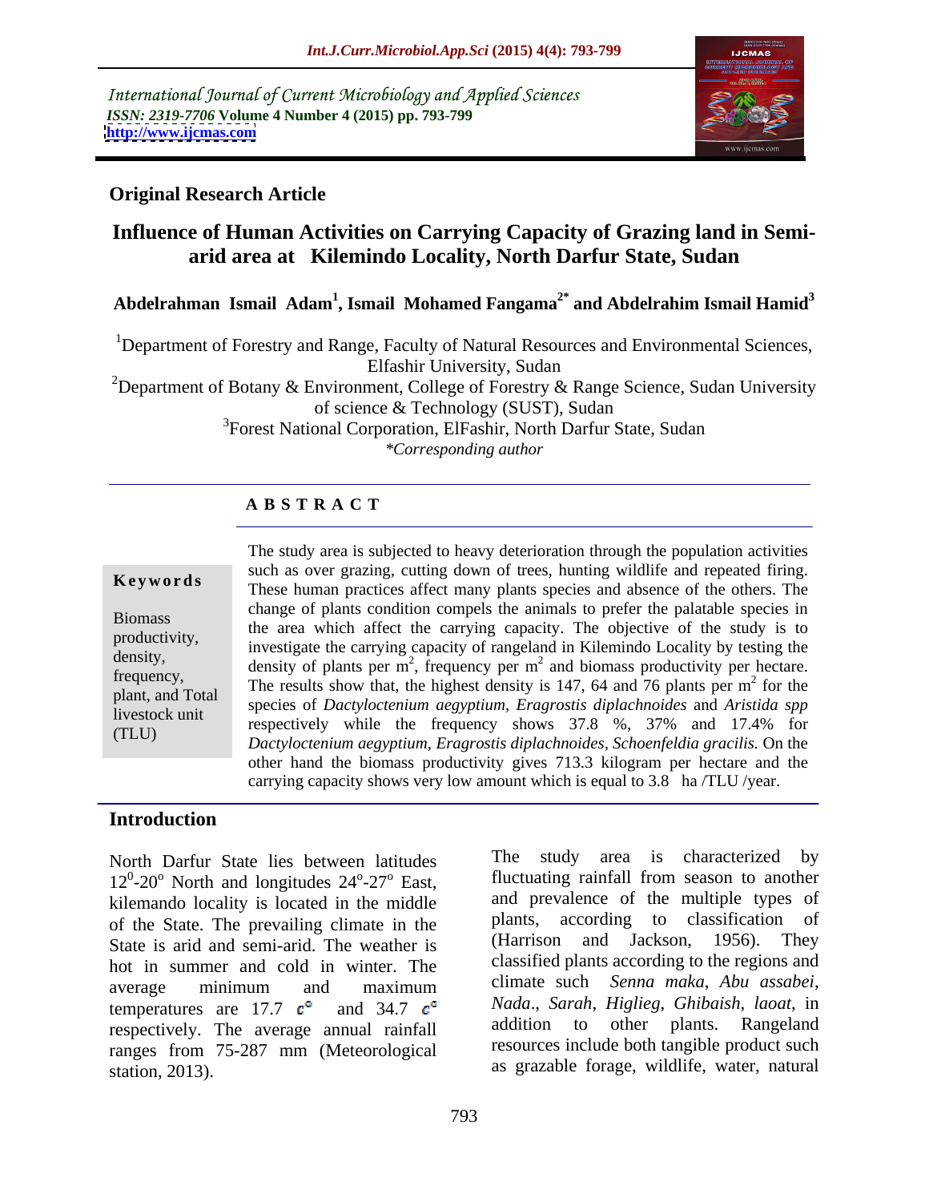International Journal of Current Microbiology and Applied Sciences
*ISSN: 2319-7706* **Volume 4 Number 4 (2015) pp. 793-799**
**http://www.ijcmas.com**

**Original Research Article**

# Influence of Human Activities on Carrying Capacity of Grazing land in Semi-arid area at Kilemindo Locality, North Darfur State, Sudan

**Abdelrahman Ismail Adam[1], Ismail Mohamed Fangama[2*] and Abdelrahim Ismail Hamid[3]**

[1]Department of Forestry and Range, Faculty of Natural Resources and Environmental Sciences, Elfashir University, Sudan

[2]Department of Botany & Environment, College of Forestry & Range Science, Sudan University of science & Technology (SUST), Sudan

[3]Forest National Corporation, ElFashir, North Darfur State, Sudan

*\*Corresponding author*

## A B S T R A C T

**Keywords**

Biomass productivity, density, frequency, plant, and Total livestock unit (TLU)

The study area is subjected to heavy deterioration through the population activities such as over grazing, cutting down of trees, hunting wildlife and repeated firing. These human practices affect many plants species and absence of the others. The change of plants condition compels the animals to prefer the palatable species in the area which affect the carrying capacity. The objective of the study is to investigate the carrying capacity of rangeland in Kilemindo Locality by testing the density of plants per $m^2$, frequency per $m^2$ and biomass productivity per hectare. The results show that, the highest density is 147, 64 and 76 plants per $m^2$ for the species of *Dactyloctenium aegyptium*, *Eragrostis diplachnoides* and *Aristida spp* respectively while the frequency shows 37.8 %, 37% and 17.4% for *Dactyloctenium aegyptium*, *Eragrostis diplachnoides*, *Schoenfeldia gracilis.* On the other hand the biomass productivity gives 713.3 kilogram per hectare and the carrying capacity shows very low amount which is equal to 3.8 ha /TLU /year.

## Introduction

North Darfur State lies between latitudes $12^0$-$20^o$ North and longitudes $24^o$-$27^o$ East, kilemando locality is located in the middle of the State. The prevailing climate in the State is arid and semi-arid. The weather is hot in summer and cold in winter. The average minimum and maximum temperatures are 17.7 $c^o$ and 34.7 $c^o$ respectively. The average annual rainfall ranges from 75-287 mm (Meteorological station, 2013).

The study area is characterized by fluctuating rainfall from season to another and prevalence of the multiple types of plants, according to classification of (Harrison and Jackson, 1956). They classified plants according to the regions and climate such *Senna maka*, *Abu assabei*, *Nada*., *Sarah*, *Higlieg*, *Ghibaish*, *laoat*, in addition to other plants. Rangeland resources include both tangible product such as grazable forage, wildlife, water, natural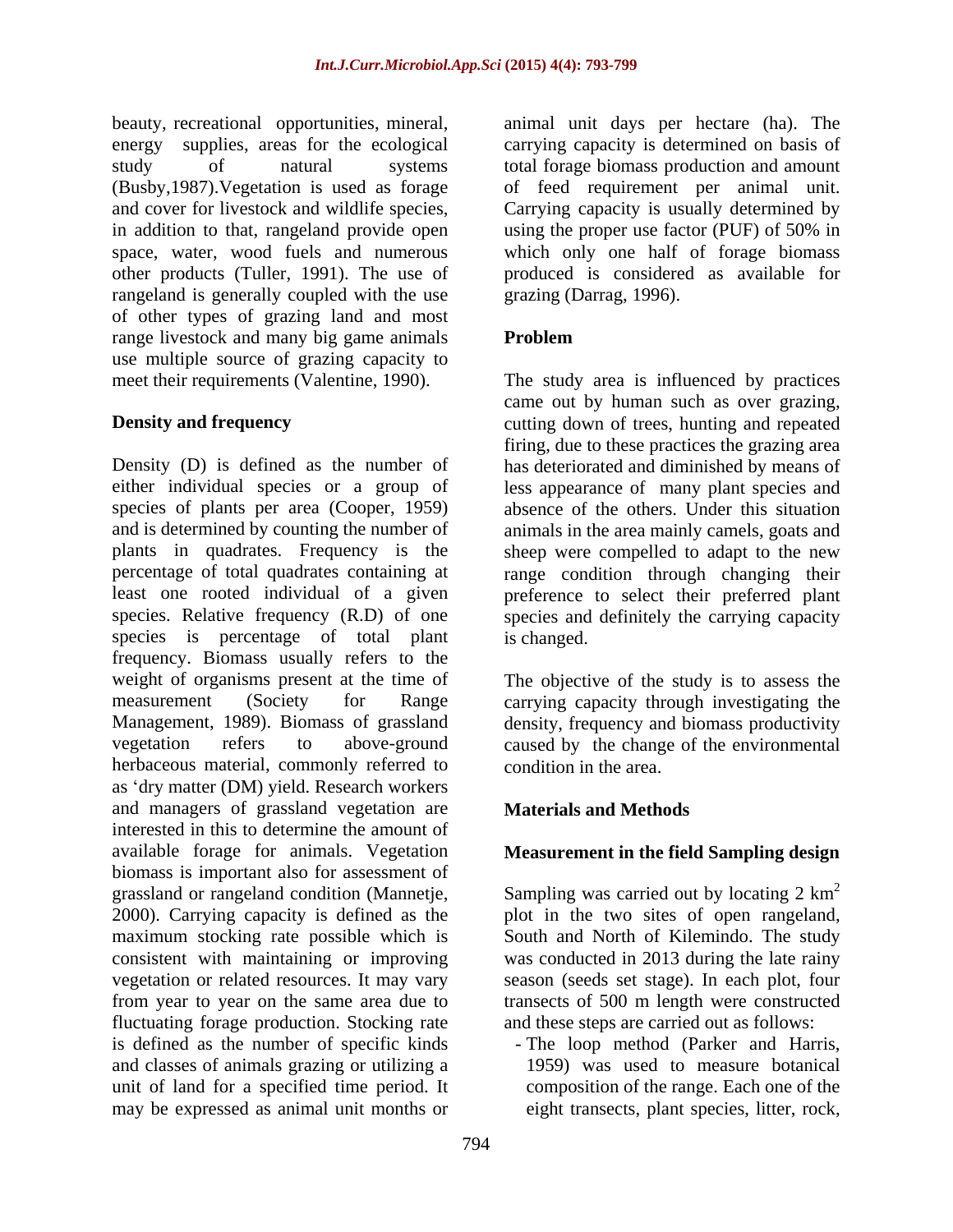beauty, recreational opportunities, mineral, energy supplies, areas for the ecological study of natural systems (Busby,1987).Vegetation is used as forage and cover for livestock and wildlife species, in addition to that, rangeland provide open space, water, wood fuels and numerous other products (Tuller, 1991). The use of rangeland is generally coupled with the use of other types of grazing land and most range livestock and many big game animals use multiple source of grazing capacity to meet their requirements (Valentine, 1990).

## Density and frequency

Density (D) is defined as the number of either individual species or a group of species of plants per area (Cooper, 1959) and is determined by counting the number of plants in quadrates. Frequency is the percentage of total quadrates containing at least one rooted individual of a given species. Relative frequency (R.D) of one species is percentage of total plant frequency. Biomass usually refers to the weight of organisms present at the time of measurement (Society for Range Management, 1989). Biomass of grassland vegetation refers to above-ground herbaceous material, commonly referred to as 'dry matter (DM) yield. Research workers and managers of grassland vegetation are interested in this to determine the amount of available forage for animals. Vegetation biomass is important also for assessment of grassland or rangeland condition (Mannetje, 2000). Carrying capacity is defined as the maximum stocking rate possible which is consistent with maintaining or improving vegetation or related resources. It may vary from year to year on the same area due to fluctuating forage production. Stocking rate is defined as the number of specific kinds and classes of animals grazing or utilizing a unit of land for a specified time period. It may be expressed as animal unit months or animal unit days per hectare (ha). The carrying capacity is determined on basis of total forage biomass production and amount of feed requirement per animal unit. Carrying capacity is usually determined by using the proper use factor (PUF) of 50% in which only one half of forage biomass produced is considered as available for grazing (Darrag, 1996).

## Problem

The study area is influenced by practices came out by human such as over grazing, cutting down of trees, hunting and repeated firing, due to these practices the grazing area has deteriorated and diminished by means of less appearance of many plant species and absence of the others. Under this situation animals in the area mainly camels, goats and sheep were compelled to adapt to the new range condition through changing their preference to select their preferred plant species and definitely the carrying capacity is changed.

The objective of the study is to assess the carrying capacity through investigating the density, frequency and biomass productivity caused by the change of the environmental condition in the area.

## Materials and Methods

### Measurement in the field Sampling design

Sampling was carried out by locating 2 $km^2$ plot in the two sites of open rangeland, South and North of Kilemindo. The study was conducted in 2013 during the late rainy season (seeds set stage). In each plot, four transects of 500 m length were constructed and these steps are carried out as follows:

- The loop method (Parker and Harris, 1959) was used to measure botanical composition of the range. Each one of the eight transects, plant species, litter, rock,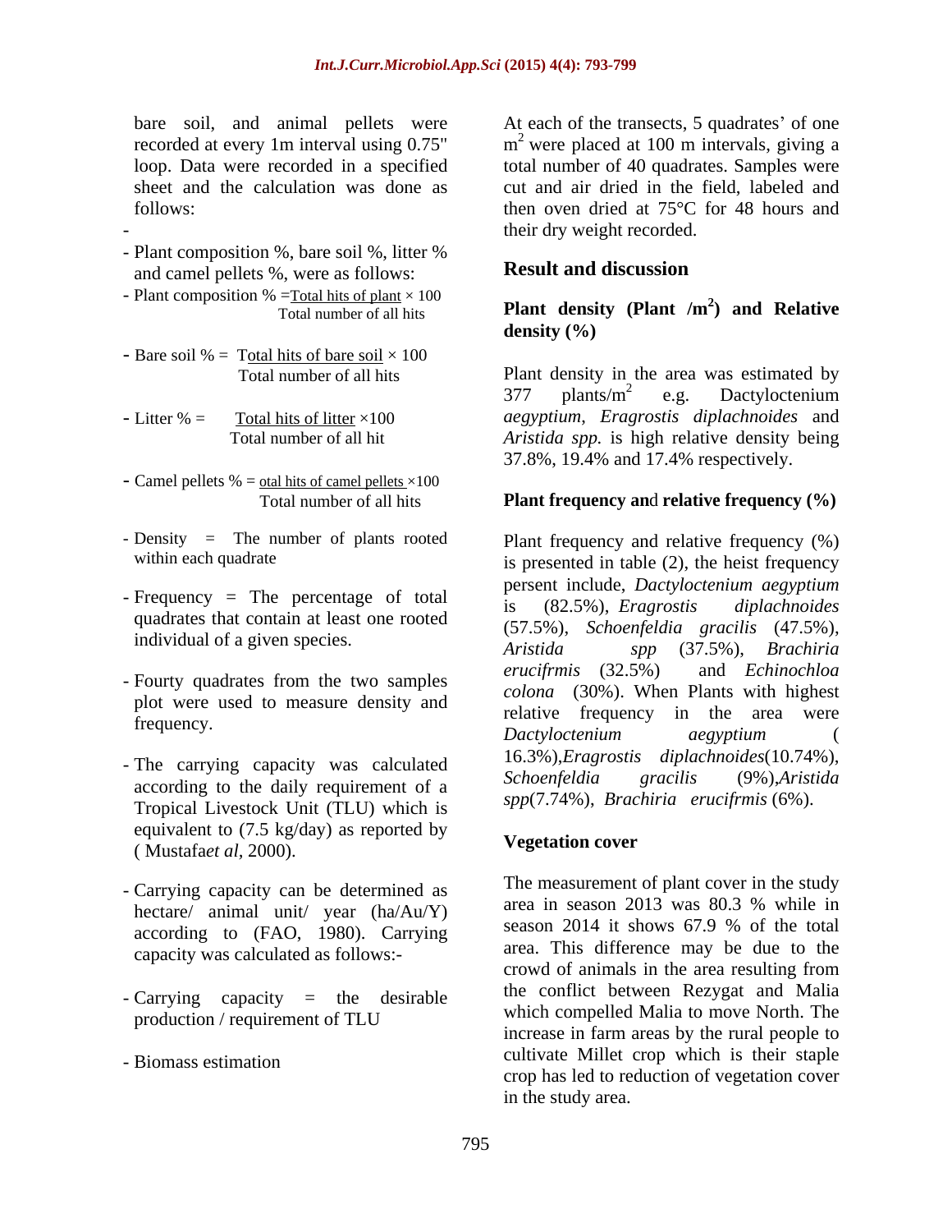bare soil, and animal pellets were recorded at every 1m interval using 0.75" loop. Data were recorded in a specified sheet and the calculation was done as follows:

-

- Plant composition %, bare soil %, litter % and camel pellets %, were as follows:
- Plant composition % = $\frac{\text{Total hits of plant}}{\text{Total number of all hits}} \times 100$
- Bare soil % = $\frac{\text{Total hits of bare soil}}{\text{Total number of all hits}} \times 100$
- Litter % = $\frac{\text{Total hits of litter}}{\text{Total number of all hit}} \times 100$
- Camel pellets % = $\frac{\text{otal hits of camel pellets}}{\text{Total number of all hits}} \times 100$
- Density = The number of plants rooted within each quadrate
- Frequency = The percentage of total quadrates that contain at least one rooted individual of a given species.
- Fourty quadrates from the two samples plot were used to measure density and frequency.
- The carrying capacity was calculated according to the daily requirement of a Tropical Livestock Unit (TLU) which is equivalent to (7.5 kg/day) as reported by ( Mustafa*et al*, 2000).
- Carrying capacity can be determined as hectare/ animal unit/ year (ha/Au/Y) according to (FAO, 1980). Carrying capacity was calculated as follows:-
- Carrying capacity = the desirable production / requirement of TLU
- Biomass estimation

At each of the transects, 5 quadrates' of one $m^2$ were placed at 100 m intervals, giving a total number of 40 quadrates. Samples were cut and air dried in the field, labeled and then oven dried at 75°C for 48 hours and their dry weight recorded.

## Result and discussion

### Plant density (Plant /$m^2$) and Relative density (%)

Plant density in the area was estimated by 377 plants/$m^2$ e.g. Dactyloctenium *aegyptium*, *Eragrostis diplachnoides* and *Aristida spp.* is high relative density being 37.8%, 19.4% and 17.4% respectively.

### Plant frequency and relative frequency (%)

Plant frequency and relative frequency (%) is presented in table (2), the heist frequency persent include, *Dactyloctenium aegyptium* is (82.5%), *Eragrostis diplachnoides* (57.5%), *Schoenfeldia gracilis* (47.5%), *Aristida spp* (37.5%), *Brachiria erucifrmis* (32.5%) and *Echinochloa colona* (30%). When Plants with highest relative frequency in the area were *Dactyloctenium aegyptium* ( 16.3%),*Eragrostis diplachnoides*(10.74%), *Schoenfeldia gracilis* (9%),*Aristida spp*(7.74%), *Brachiria erucifrmis* (6%).

### Vegetation cover

The measurement of plant cover in the study area in season 2013 was 80.3 % while in season 2014 it shows 67.9 % of the total area. This difference may be due to the crowd of animals in the area resulting from the conflict between Rezygat and Malia which compelled Malia to move North. The increase in farm areas by the rural people to cultivate Millet crop which is their staple crop has led to reduction of vegetation cover in the study area.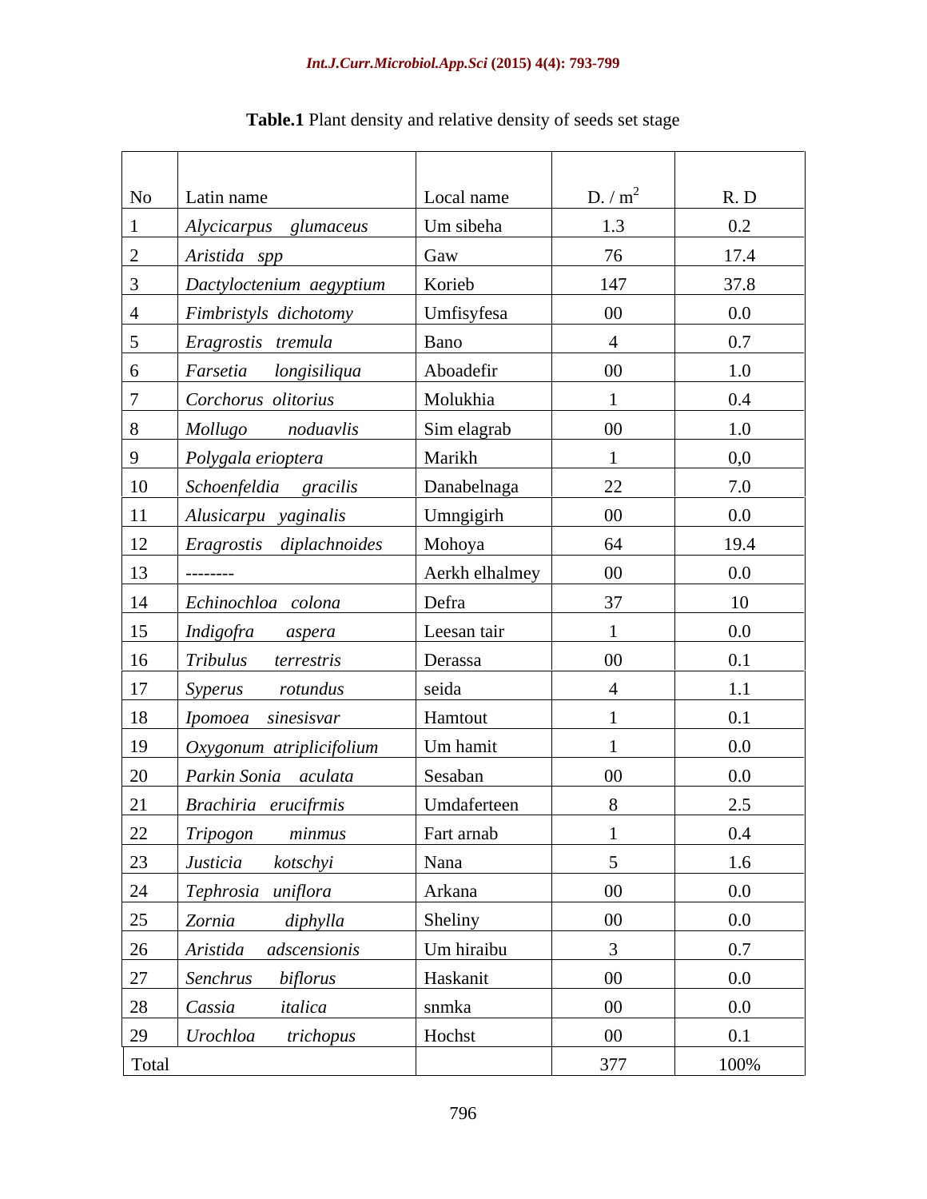**Table.1** Plant density and relative density of seeds set stage

| No | Latin name | Local name | D. / $m^2$ | R. D |
|---|---|---|---|---|
| 1 | *Alycicarpus glumaceus* | Um sibeha | 1.3 | 0.2 |
| 2 | *Aristida spp* | Gaw | 76 | 17.4 |
| 3 | *Dactyloctenium aegyptium* | Korieb | 147 | 37.8 |
| 4 | *Fimbristyls dichotomy* | Umfisyfesa | 00 | 0.0 |
| 5 | *Eragrostis tremula* | Bano | 4 | 0.7 |
| 6 | *Farsetia longisiliqua* | Aboadefir | 00 | 1.0 |
| 7 | *Corchorus olitorius* | Molukhia | 1 | 0.4 |
| 8 | *Mollugo noduavlis* | Sim elagrab | 00 | 1.0 |
| 9 | *Polygala erioptera* | Marikh | 1 | 0,0 |
| 10 | *Schoenfeldia gracilis* | Danabelnaga | 22 | 7.0 |
| 11 | *Alusicarpu yaginalis* | Umngigirh | 00 | 0.0 |
| 12 | *Eragrostis diplachnoides* | Mohoya | 64 | 19.4 |
| 13 | -------- | Aerkh elhalmey | 00 | 0.0 |
| 14 | *Echinochloa colona* | Defra | 37 | 10 |
| 15 | *Indigofra aspera* | Leesan tair | 1 | 0.0 |
| 16 | *Tribulus terrestris* | Derassa | 00 | 0.1 |
| 17 | *Syperus rotundus* | seida | 4 | 1.1 |
| 18 | *Ipomoea sinesisvar* | Hamtout | 1 | 0.1 |
| 19 | *Oxygonum atriplicifolium* | Um hamit | 1 | 0.0 |
| 20 | *Parkin Sonia aculata* | Sesaban | 00 | 0.0 |
| 21 | *Brachiria erucifrmis* | Umdaferteen | 8 | 2.5 |
| 22 | *Tripogon minmus* | Fart arnab | 1 | 0.4 |
| 23 | *Justicia kotschyi* | Nana | 5 | 1.6 |
| 24 | *Tephrosia uniflora* | Arkana | 00 | 0.0 |
| 25 | *Zornia diphylla* | Sheliny | 00 | 0.0 |
| 26 | *Aristida adscensionis* | Um hiraibu | 3 | 0.7 |
| 27 | *Senchrus biflorus* | Haskanit | 00 | 0.0 |
| 28 | *Cassia italica* | snmka | 00 | 0.0 |
| 29 | *Urochloa trichopus* | Hochst | 00 | 0.1 |
| Total | | | 377 | 100% |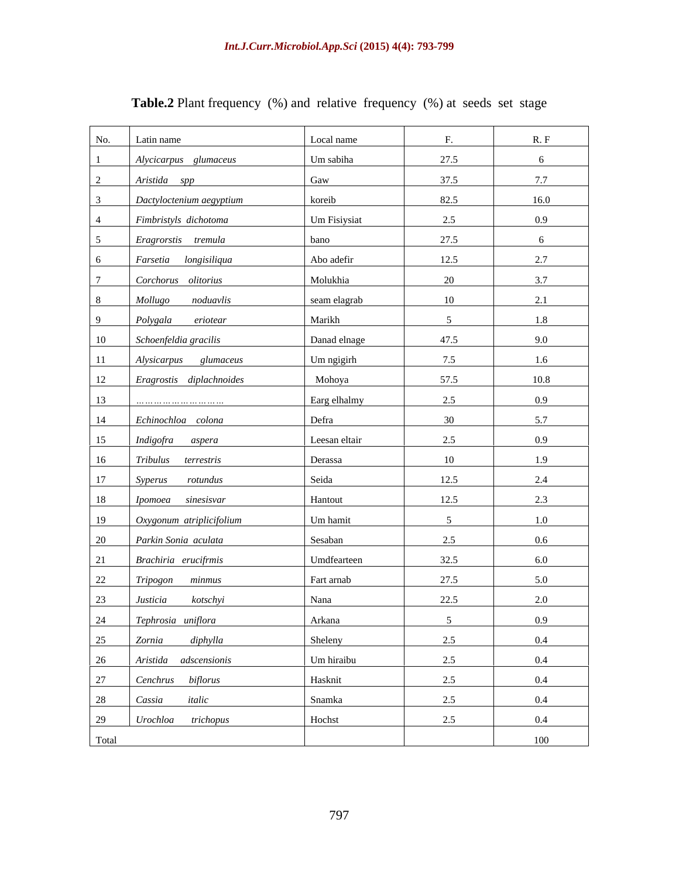**Table.2** Plant frequency (%) and relative frequency (%) at seeds set stage

| No. | Latin name | Local name | F. | R. F |
|---|---|---|---|---|
| 1 | *Alycicarpus glumaceus* | Um sabiha | 27.5 | 6 |
| 2 | *Aristida spp* | Gaw | 37.5 | 7.7 |
| 3 | *Dactyloctenium aegyptium* | koreib | 82.5 | 16.0 |
| 4 | *Fimbristyls dichotoma* | Um Fisiysiat | 2.5 | 0.9 |
| 5 | *Eragrorstis tremula* | bano | 27.5 | 6 |
| 6 | *Farsetia longisiliqua* | Abo adefir | 12.5 | 2.7 |
| 7 | *Corchorus olitorius* | Molukhia | 20 | 3.7 |
| 8 | *Mollugo noduavlis* | seam elagrab | 10 | 2.1 |
| 9 | *Polygala eriotear* | Marikh | 5 | 1.8 |
| 10 | *Schoenfeldia gracilis* | Danad elnage | 47.5 | 9.0 |
| 11 | *Alysicarpus glumaceus* | Um ngigirh | 7.5 | 1.6 |
| 12 | *Eragrostis diplachnoides* | Mohoya | 57.5 | 10.8 |
| 13 | ……………………… | Earg elhalmy | 2.5 | 0.9 |
| 14 | *Echinochloa colona* | Defra | 30 | 5.7 |
| 15 | *Indigofra aspera* | Leesan eltair | 2.5 | 0.9 |
| 16 | *Tribulus terrestris* | Derassa | 10 | 1.9 |
| 17 | *Syperus rotundus* | Seida | 12.5 | 2.4 |
| 18 | *Ipomoea sinesisvar* | Hantout | 12.5 | 2.3 |
| 19 | *Oxygonum atriplicifolium* | Um hamit | 5 | 1.0 |
| 20 | *Parkin Sonia aculata* | Sesaban | 2.5 | 0.6 |
| 21 | *Brachiria erucifrmis* | Umdfearteen | 32.5 | 6.0 |
| 22 | *Tripogon minmus* | Fart arnab | 27.5 | 5.0 |
| 23 | *Justicia kotschyi* | Nana | 22.5 | 2.0 |
| 24 | *Tephrosia uniflora* | Arkana | 5 | 0.9 |
| 25 | *Zornia diphylla* | Sheleny | 2.5 | 0.4 |
| 26 | *Aristida adscensionis* | Um hiraibu | 2.5 | 0.4 |
| 27 | *Cenchrus biflorus* | Hasknit | 2.5 | 0.4 |
| 28 | *Cassia italic* | Snamka | 2.5 | 0.4 |
| 29 | *Urochloa trichopus* | Hochst | 2.5 | 0.4 |
| Total | | | | 100 |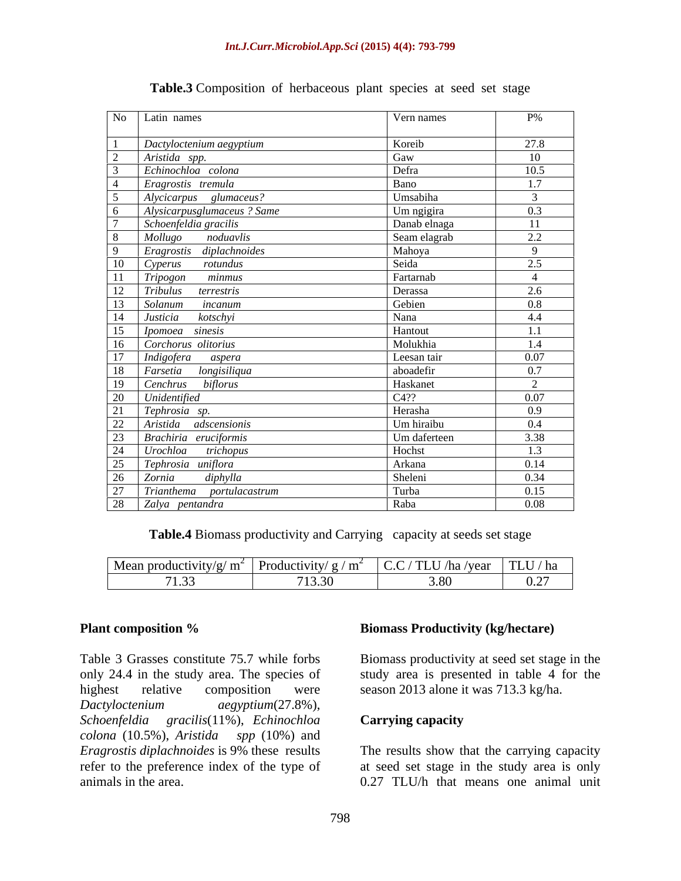**Table.3** Composition of herbaceous plant species at seed set stage

| No | Latin names | Vern names | P% |
|---|---|---|---|
| 1 | *Dactyloctenium aegyptium* | Koreib | 27.8 |
| 2 | *Aristida spp.* | Gaw | 10 |
| 3 | *Echinochloa colona* | Defra | 10.5 |
| 4 | *Eragrostis tremula* | Bano | 1.7 |
| 5 | *Alycicarpus glumaceus?* | Umsabiha | 3 |
| 6 | *Alysicarpusglumaceus ? Same* | Um ngigira | 0.3 |
| 7 | *Schoenfeldia gracilis* | Danab elnaga | 11 |
| 8 | *Mollugo noduavlis* | Seam elagrab | 2.2 |
| 9 | *Eragrostis diplachnoides* | Mahoya | 9 |
| 10 | *Cyperus rotundus* | Seida | 2.5 |
| 11 | *Tripogon minmus* | Fartarnab | 4 |
| 12 | *Tribulus terrestris* | Derassa | 2.6 |
| 13 | *Solanum incanum* | Gebien | 0.8 |
| 14 | *Justicia kotschyi* | Nana | 4.4 |
| 15 | *Ipomoea sinesis* | Hantout | 1.1 |
| 16 | *Corchorus olitorius* | Molukhia | 1.4 |
| 17 | *Indigofera aspera* | Leesan tair | 0.07 |
| 18 | *Farsetia longisiliqua* | aboadefir | 0.7 |
| 19 | *Cenchrus biflorus* | Haskanet | 2 |
| 20 | *Unidentified* | C4?? | 0.07 |
| 21 | *Tephrosia sp.* | Herasha | 0.9 |
| 22 | *Aristida adscensionis* | Um hiraibu | 0.4 |
| 23 | *Brachiria eruciformis* | Um daferteen | 3.38 |
| 24 | *Urochloa trichopus* | Hochst | 1.3 |
| 25 | *Tephrosia uniflora* | Arkana | 0.14 |
| 26 | *Zornia diphylla* | Sheleni | 0.34 |
| 27 | *Trianthema portulacastrum* | Turba | 0.15 |
| 28 | *Zalya pentandra* | Raba | 0.08 |

**Table.4** Biomass productivity and Carrying capacity at seeds set stage

| Mean productivity/g/ $m^2$ | Productivity/ g / $m^2$ | C.C / TLU /ha /year | TLU / ha |
|---|---|---|---|
| 71.33 | 713.30 | 3.80 | 0.27 |

**Plant composition %**

Table 3 Grasses constitute 75.7 while forbs only 24.4 in the study area. The species of highest relative composition were *Dactyloctenium aegyptium*(27.8%), *Schoenfeldia gracilis*(11%), *Echinochloa colona* (10.5%), *Aristida spp* (10%) and *Eragrostis diplachnoides* is 9% these results refer to the preference index of the type of animals in the area.

**Biomass Productivity (kg/hectare)**

Biomass productivity at seed set stage in the study area is presented in table 4 for the season 2013 alone it was 713.3 kg/ha.

**Carrying capacity**

The results show that the carrying capacity at seed set stage in the study area is only 0.27 TLU/h that means one animal unit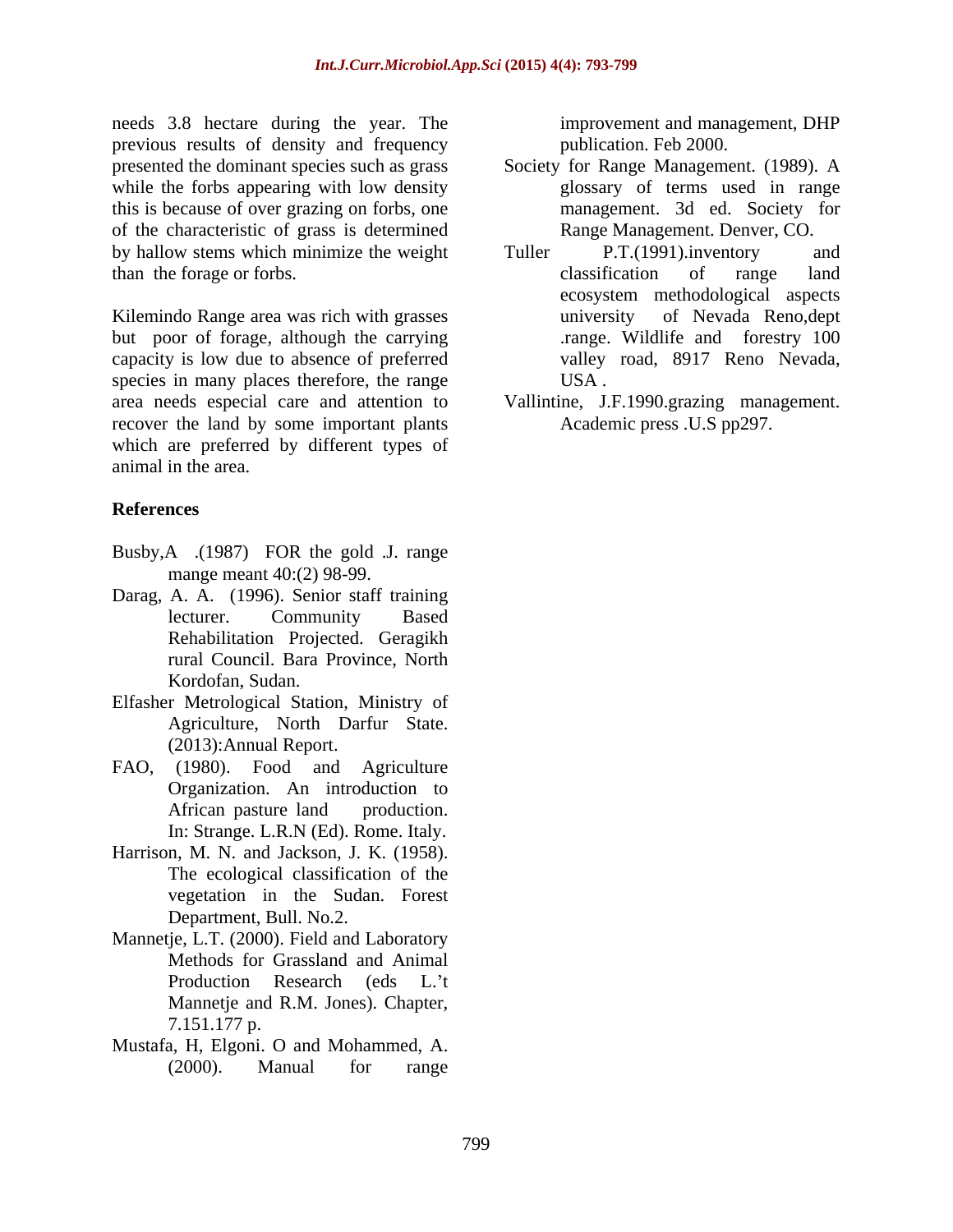needs 3.8 hectare during the year. The previous results of density and frequency presented the dominant species such as grass while the forbs appearing with low density this is because of over grazing on forbs, one of the characteristic of grass is determined by hallow stems which minimize the weight than the forage or forbs.

Kilemindo Range area was rich with grasses but poor of forage, although the carrying capacity is low due to absence of preferred species in many places therefore, the range area needs especial care and attention to recover the land by some important plants which are preferred by different types of animal in the area.

## References

- Busby,A .(1987) FOR the gold .J. range mange meant 40:(2) 98-99.
- Darag, A. A. (1996). Senior staff training lecturer. Community Based Rehabilitation Projected. Geragikh rural Council. Bara Province, North Kordofan, Sudan.
- Elfasher Metrological Station, Ministry of Agriculture, North Darfur State. (2013):Annual Report.
- FAO, (1980). Food and Agriculture Organization. An introduction to African pasture land production. In: Strange. L.R.N (Ed). Rome. Italy.
- Harrison, M. N. and Jackson, J. K. (1958). The ecological classification of the vegetation in the Sudan. Forest Department, Bull. No.2.
- Mannetje, L.T. (2000). Field and Laboratory Methods for Grassland and Animal Production Research (eds L.'t Mannetje and R.M. Jones). Chapter, 7.151.177 p.
- Mustafa, H, Elgoni. O and Mohammed, A. (2000). Manual for range improvement and management, DHP publication. Feb 2000.
- Society for Range Management. (1989). A glossary of terms used in range management. 3d ed. Society for Range Management. Denver, CO.
- Tuller P.T.(1991).inventory and classification of range land ecosystem methodological aspects university of Nevada Reno,dept .range. Wildlife and forestry 100 valley road, 8917 Reno Nevada, USA .
- Vallintine, J.F.1990.grazing management. Academic press .U.S pp297.